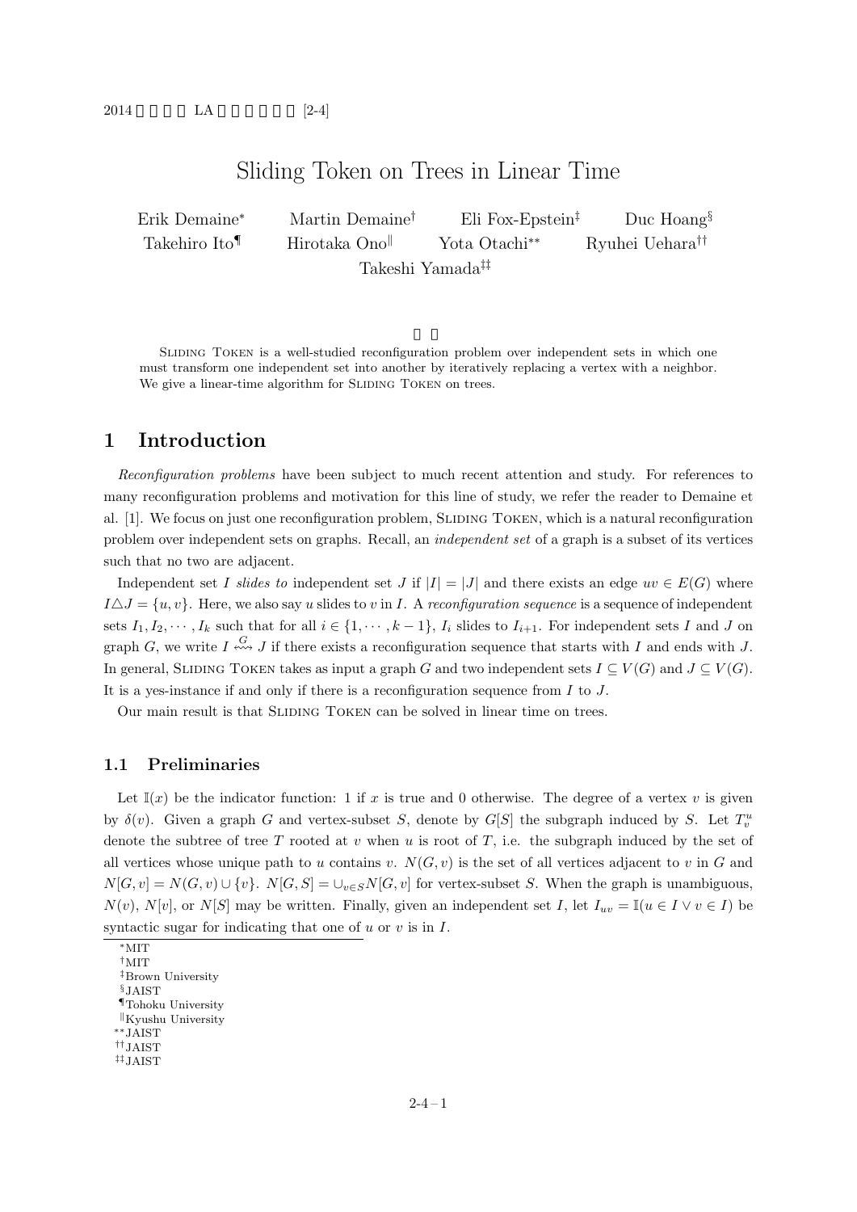# Sliding Token on Trees in Linear Time

Erik Demaine[*] Martin Demaine[†] Eli Fox-Epstein[‡] Duc Hoang[§] Takehiro Ito[¶] Hirotaka Ono[‖] Yota Otachi[**] Ryuhei Uehara[††] Takeshi Yamada[‡‡]

概 要

Sliding Token is a well-studied reconfiguration problem over independent sets in which one must transform one independent set into another by iteratively replacing a vertex with a neighbor. We give a linear-time algorithm for Sliding Token on trees.

## 1 Introduction

*Reconfiguration problems* have been subject to much recent attention and study. For references to many reconfiguration problems and motivation for this line of study, we refer the reader to Demaine et al. [1]. We focus on just one reconfiguration problem, Sliding Token, which is a natural reconfiguration problem over independent sets on graphs. Recall, an *independent set* of a graph is a subset of its vertices such that no two are adjacent.

Independent set $I$ *slides to* independent set $J$ if $|I| = |J|$ and there exists an edge $uv \in E(G)$ where $I \triangle J = \{u, v\}$. Here, we also say $u$ slides to $v$ in $I$. A *reconfiguration sequence* is a sequence of independent sets $I_1, I_2, \cdots, I_k$ such that for all $i \in \{1, \cdots, k-1\}$, $I_i$ slides to $I_{i+1}$. For independent sets $I$ and $J$ on graph $G$, we write $I \overset{G}{\leftrightsquigarrow} J$ if there exists a reconfiguration sequence that starts with $I$ and ends with $J$. In general, Sliding Token takes as input a graph $G$ and two independent sets $I \subseteq V(G)$ and $J \subseteq V(G)$. It is a yes-instance if and only if there is a reconfiguration sequence from $I$ to $J$.

Our main result is that Sliding Token can be solved in linear time on trees.

### 1.1 Preliminaries

Let $\mathbb{I}(x)$ be the indicator function: 1 if $x$ is true and 0 otherwise. The degree of a vertex $v$ is given by $\delta(v)$. Given a graph $G$ and vertex-subset $S$, denote by $G[S]$ the subgraph induced by $S$. Let $T^u_v$ denote the subtree of tree $T$ rooted at $v$ when $u$ is root of $T$, i.e. the subgraph induced by the set of all vertices whose unique path to $u$ contains $v$. $N(G, v)$ is the set of all vertices adjacent to $v$ in $G$ and $N[G, v] = N(G, v) \cup \{v\}$. $N[G, S] = \cup_{v \in S} N[G, v]$ for vertex-subset $S$. When the graph is unambiguous, $N(v)$, $N[v]$, or $N[S]$ may be written. Finally, given an independent set $I$, let $I_{uv} = \mathbb{I}(u \in I \vee v \in I)$ be syntactic sugar for indicating that one of $u$ or $v$ is in $I$.

---

[*] MIT
[†] MIT
[‡] Brown University
[§] JAIST
[¶] Tohoku University
[‖] Kyushu University
[**] JAIST
[††] JAIST
[‡‡] JAIST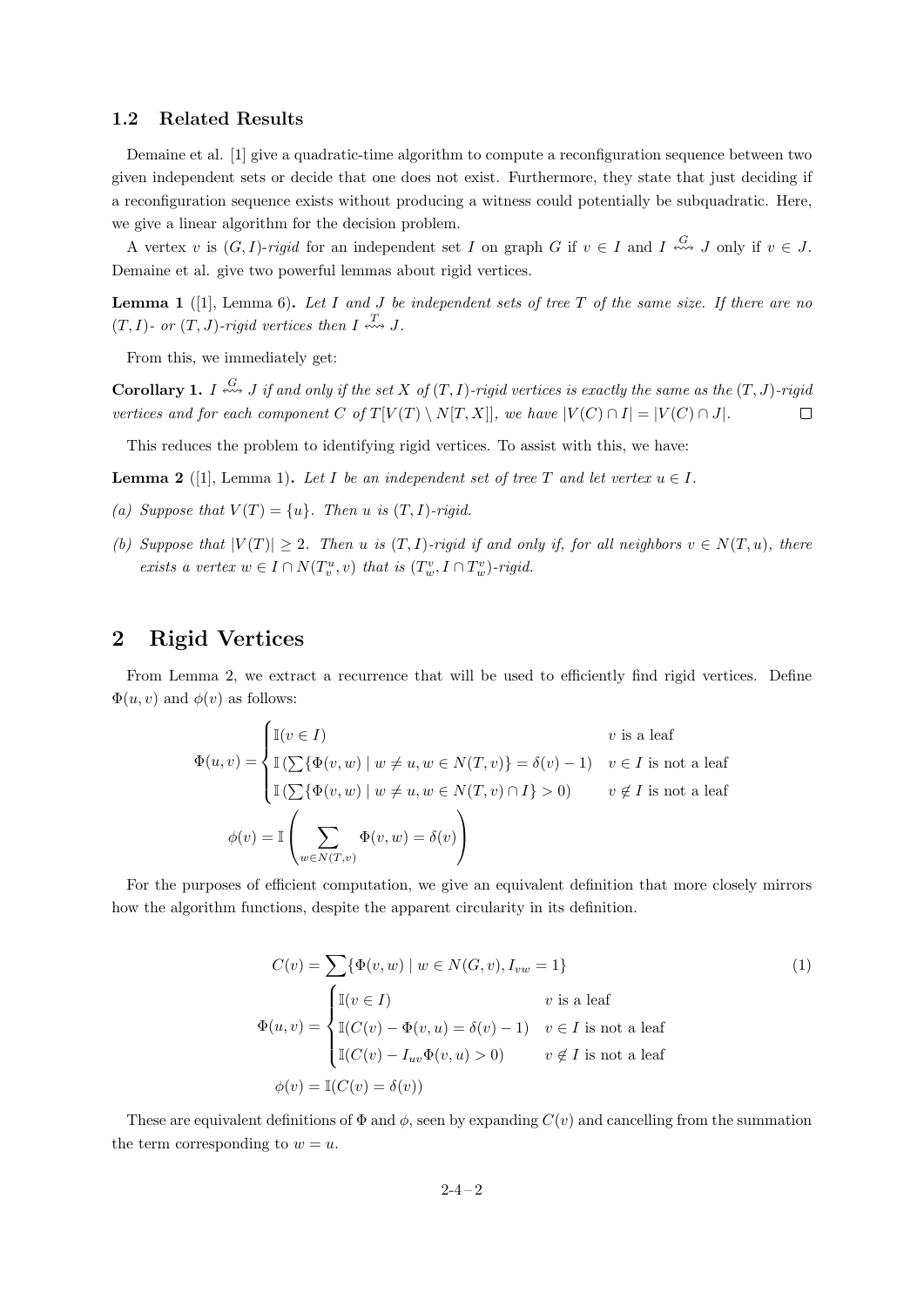### 1.2 Related Results

Demaine et al. [1] give a quadratic-time algorithm to compute a reconfiguration sequence between two given independent sets or decide that one does not exist. Furthermore, they state that just deciding if a reconfiguration sequence exists without producing a witness could potentially be subquadratic. Here, we give a linear algorithm for the decision problem.

A vertex $v$ is $(G, I)$-*rigid* for an independent set $I$ on graph $G$ if $v \in I$ and $I \overset{G}{\leftrightsquigarrow} J$ only if $v \in J$. Demaine et al. give two powerful lemmas about rigid vertices.

**Lemma 1** ([1], Lemma 6)**.** *Let $I$ and $J$ be independent sets of tree $T$ of the same size. If there are no $(T, I)$- or $(T, J)$-rigid vertices then $I \overset{T}{\leftrightsquigarrow} J$.*

From this, we immediately get:

**Corollary 1.** *$I \overset{G}{\leftrightsquigarrow} J$ if and only if the set $X$ of $(T, I)$-rigid vertices is exactly the same as the $(T, J)$-rigid vertices and for each component $C$ of $T[V(T) \setminus N[T, X]]$, we have $|V(C) \cap I| = |V(C) \cap J|$.* □

This reduces the problem to identifying rigid vertices. To assist with this, we have:

**Lemma 2** ([1], Lemma 1)**.** *Let $I$ be an independent set of tree $T$ and let vertex $u \in I$.*

*(a) Suppose that $V(T) = \{u\}$. Then $u$ is $(T, I)$-rigid.*

*(b) Suppose that $|V(T)| \geq 2$. Then $u$ is $(T, I)$-rigid if and only if, for all neighbors $v \in N(T, u)$, there exists a vertex $w \in I \cap N(T_v^u, v)$ that is $(T_w^v, I \cap T_w^v)$-rigid.*

## 2 Rigid Vertices

From Lemma 2, we extract a recurrence that will be used to efficiently find rigid vertices. Define $\Phi(u, v)$ and $\phi(v)$ as follows:

$$\Phi(u, v) = \begin{cases} \mathbb{I}(v \in I) & v \text{ is a leaf} \\ \mathbb{I}\left(\sum\{\Phi(v, w) \mid w \neq u, w \in N(T, v)\} = \delta(v) - 1\right) & v \in I \text{ is not a leaf} \\ \mathbb{I}\left(\sum\{\Phi(v, w) \mid w \neq u, w \in N(T, v) \cap I\} > 0\right) & v \notin I \text{ is not a leaf} \end{cases}$$

$$\phi(v) = \mathbb{I}\left(\sum_{w \in N(T,v)} \Phi(v, w) = \delta(v)\right)$$

For the purposes of efficient computation, we give an equivalent definition that more closely mirrors how the algorithm functions, despite the apparent circularity in its definition.

$$C(v) = \sum\{\Phi(v, w) \mid w \in N(G, v), I_{vw} = 1\} \tag{1}$$

$$\Phi(u, v) = \begin{cases} \mathbb{I}(v \in I) & v \text{ is a leaf} \\ \mathbb{I}(C(v) - \Phi(v, u) = \delta(v) - 1) & v \in I \text{ is not a leaf} \\ \mathbb{I}(C(v) - I_{uv}\Phi(v, u) > 0) & v \notin I \text{ is not a leaf} \end{cases}$$

$$\phi(v) = \mathbb{I}(C(v) = \delta(v))$$

These are equivalent definitions of $\Phi$ and $\phi$, seen by expanding $C(v)$ and cancelling from the summation the term corresponding to $w = u$.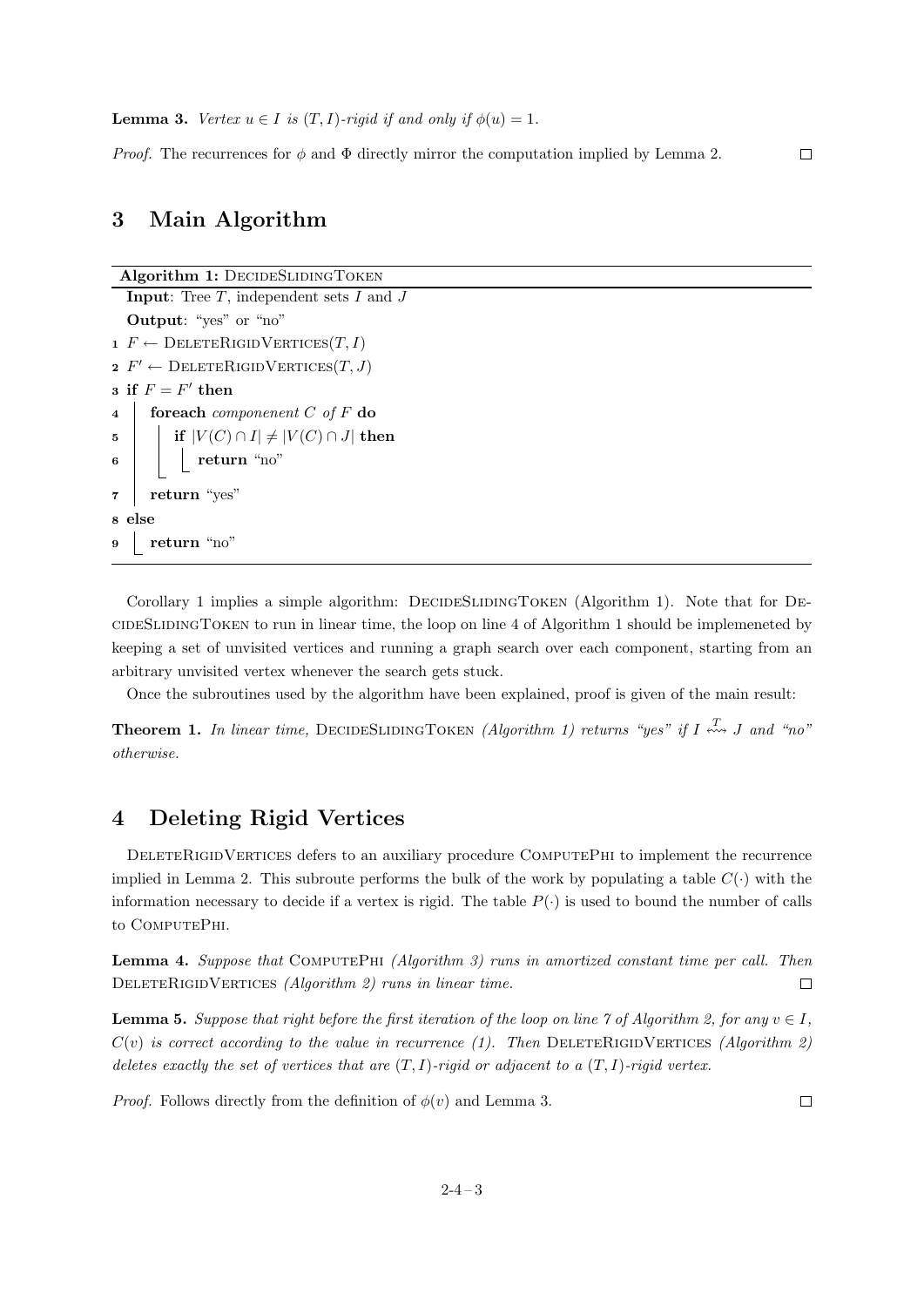**Lemma 3.** *Vertex $u \in I$ is $(T, I)$-rigid if and only if $\phi(u) = 1$.*

*Proof.* The recurrences for $\phi$ and $\Phi$ directly mirror the computation implied by Lemma 2. ☐

## 3 Main Algorithm

**Algorithm 1:** DecideSlidingToken

```
Input: Tree T, independent sets I and J
Output: "yes" or "no"
1 F ← DeleteRigidVertices(T, I)
2 F' ← DeleteRigidVertices(T, J)
3 if F = F' then
4     foreach componenent C of F do
5         if |V(C) ∩ I| ≠ |V(C) ∩ J| then
6             return "no"
7     return "yes"
8 else
9     return "no"
```

Corollary 1 implies a simple algorithm: DecideSlidingToken (Algorithm 1). Note that for DecideSlidingToken to run in linear time, the loop on line 4 of Algorithm 1 should be implemeneted by keeping a set of unvisited vertices and running a graph search over each component, starting from an arbitrary unvisited vertex whenever the search gets stuck.

Once the subroutines used by the algorithm have been explained, proof is given of the main result:

**Theorem 1.** *In linear time,* DecideSlidingToken *(Algorithm 1) returns "yes" if $I \overset{T}{\leftrightsquigarrow} J$ and "no" otherwise.*

## 4 Deleting Rigid Vertices

DeleteRigidVertices defers to an auxiliary procedure ComputePhi to implement the recurrence implied in Lemma 2. This subroute performs the bulk of the work by populating a table $C(\cdot)$ with the information necessary to decide if a vertex is rigid. The table $P(\cdot)$ is used to bound the number of calls to ComputePhi.

**Lemma 4.** *Suppose that* ComputePhi *(Algorithm 3) runs in amortized constant time per call. Then* DeleteRigidVertices *(Algorithm 2) runs in linear time.* ☐

**Lemma 5.** *Suppose that right before the first iteration of the loop on line 7 of Algorithm 2, for any $v \in I$, $C(v)$ is correct according to the value in recurrence (1). Then* DeleteRigidVertices *(Algorithm 2) deletes exactly the set of vertices that are $(T, I)$-rigid or adjacent to a $(T, I)$-rigid vertex.*

*Proof.* Follows directly from the definition of $\phi(v)$ and Lemma 3. ☐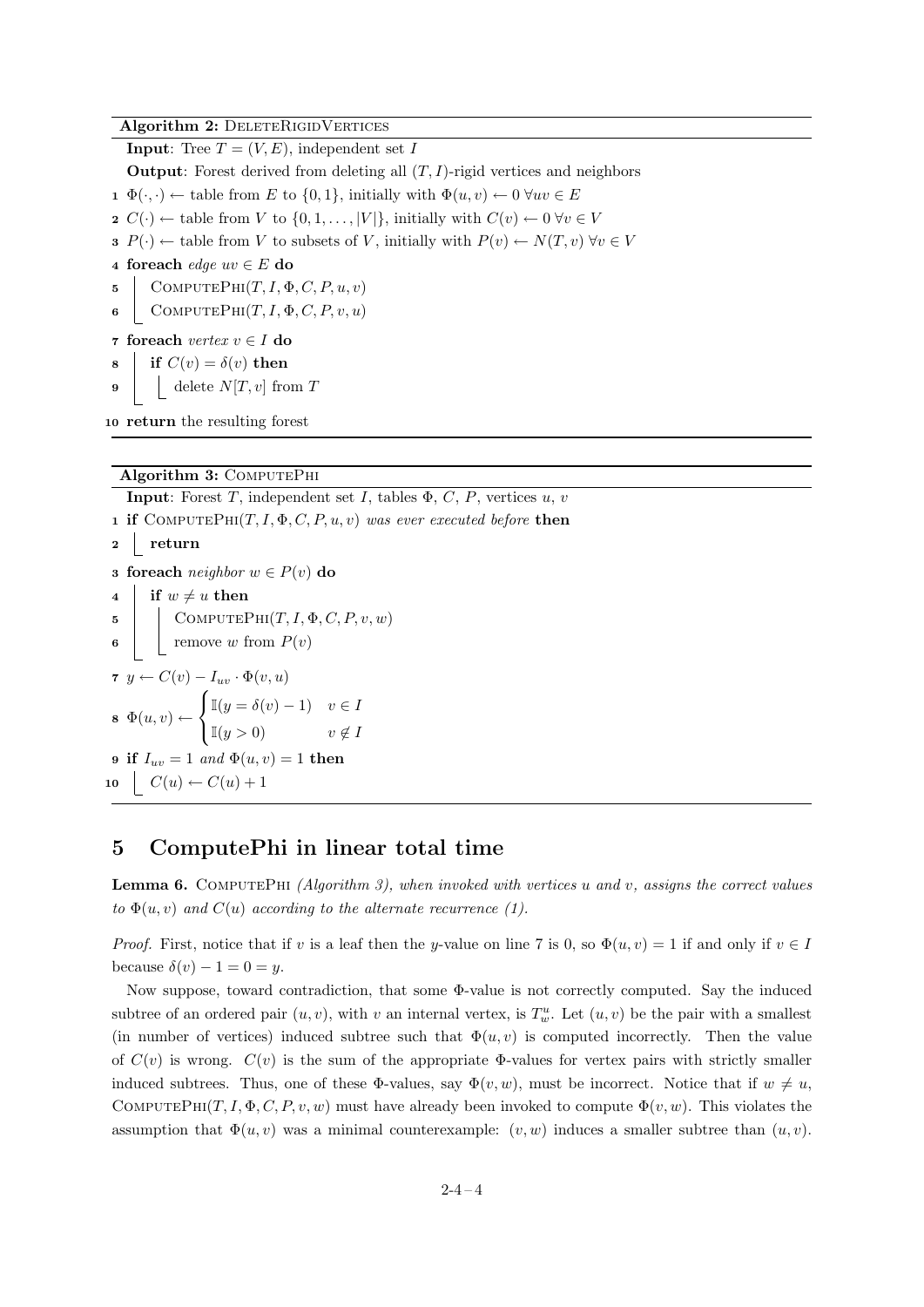**Algorithm 2:** DeleteRigidVertices

**Input**: Tree $T = (V, E)$, independent set $I$

**Output**: Forest derived from deleting all $(T, I)$-rigid vertices and neighbors

```
1  Φ(·,·) ← table from E to {0,1}, initially with Φ(u,v) ← 0 ∀uv ∈ E
2  C(·) ← table from V to {0,1,...,|V|}, initially with C(v) ← 0 ∀v ∈ V
3  P(·) ← table from V to subsets of V, initially with P(v) ← N(T,v) ∀v ∈ V
4  foreach edge uv ∈ E do
5      ComputePhi(T, I, Φ, C, P, u, v)
6      ComputePhi(T, I, Φ, C, P, v, u)
7  foreach vertex v ∈ I do
8      if C(v) = δ(v) then
9          delete N[T,v] from T
10 return the resulting forest
```

**Algorithm 3:** ComputePhi

**Input**: Forest $T$, independent set $I$, tables $\Phi$, $C$, $P$, vertices $u$, $v$

```
1  if ComputePhi(T, I, Φ, C, P, u, v) was ever executed before then
2      return
3  foreach neighbor w ∈ P(v) do
4      if w ≠ u then
5          ComputePhi(T, I, Φ, C, P, v, w)
6          remove w from P(v)
7  y ← C(v) − I_uv · Φ(v,u)
8  Φ(u,v) ← { 𝕀(y = δ(v) − 1)   v ∈ I
              { 𝕀(y > 0)          v ∉ I
9  if I_uv = 1 and Φ(u,v) = 1 then
10     C(u) ← C(u) + 1
```

## 5 ComputePhi in linear total time

**Lemma 6.** ComputePhi *(Algorithm 3), when invoked with vertices $u$ and $v$, assigns the correct values to $\Phi(u, v)$ and $C(u)$ according to the alternate recurrence (1).*

*Proof.* First, notice that if $v$ is a leaf then the $y$-value on line 7 is 0, so $\Phi(u, v) = 1$ if and only if $v \in I$ because $\delta(v) - 1 = 0 = y$.

Now suppose, toward contradiction, that some $\Phi$-value is not correctly computed. Say the induced subtree of an ordered pair $(u, v)$, with $v$ an internal vertex, is $T^u_w$. Let $(u, v)$ be the pair with a smallest (in number of vertices) induced subtree such that $\Phi(u, v)$ is computed incorrectly. Then the value of $C(v)$ is wrong. $C(v)$ is the sum of the appropriate $\Phi$-values for vertex pairs with strictly smaller induced subtrees. Thus, one of these $\Phi$-values, say $\Phi(v, w)$, must be incorrect. Notice that if $w \neq u$, ComputePhi$(T, I, \Phi, C, P, v, w)$ must have already been invoked to compute $\Phi(v, w)$. This violates the assumption that $\Phi(u, v)$ was a minimal counterexample: $(v, w)$ induces a smaller subtree than $(u, v)$.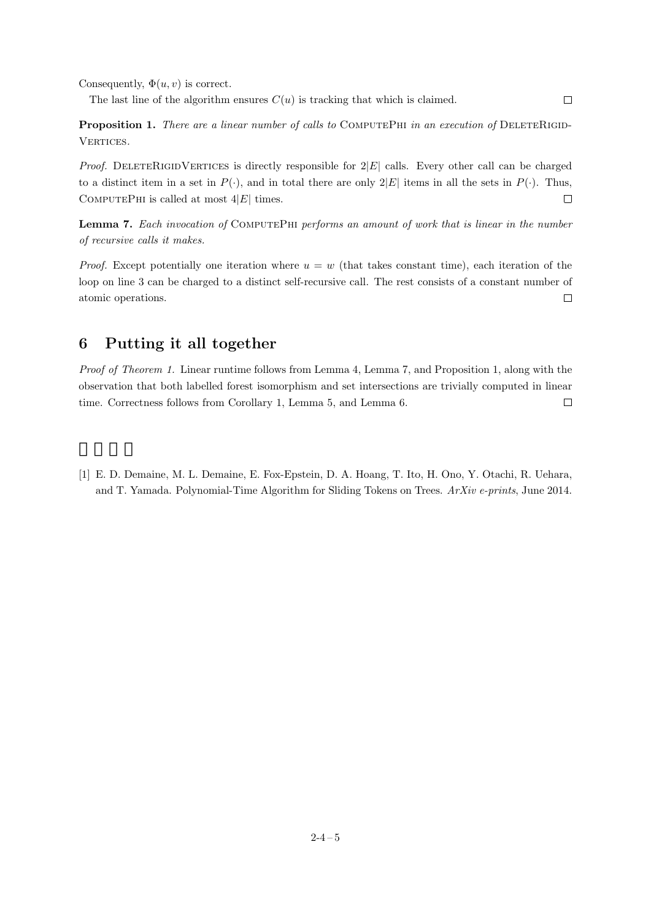Consequently, $\Phi(u, v)$ is correct.

The last line of the algorithm ensures $C(u)$ is tracking that which is claimed. □

**Proposition 1.** *There are a linear number of calls to* ComputePhi *in an execution of* DeleteRigidVertices.

*Proof.* DeleteRigidVertices is directly responsible for $2|E|$ calls. Every other call can be charged to a distinct item in a set in $P(\cdot)$, and in total there are only $2|E|$ items in all the sets in $P(\cdot)$. Thus, ComputePhi is called at most $4|E|$ times. □

**Lemma 7.** *Each invocation of* ComputePhi *performs an amount of work that is linear in the number of recursive calls it makes.*

*Proof.* Except potentially one iteration where $u = w$ (that takes constant time), each iteration of the loop on line 3 can be charged to a distinct self-recursive call. The rest consists of a constant number of atomic operations. □

## 6 Putting it all together

*Proof of Theorem 1.* Linear runtime follows from Lemma 4, Lemma 7, and Proposition 1, along with the observation that both labelled forest isomorphism and set intersections are trivially computed in linear time. Correctness follows from Corollary 1, Lemma 5, and Lemma 6. □

## □□□□

[1] E. D. Demaine, M. L. Demaine, E. Fox-Epstein, D. A. Hoang, T. Ito, H. Ono, Y. Otachi, R. Uehara, and T. Yamada. Polynomial-Time Algorithm for Sliding Tokens on Trees. *ArXiv e-prints*, June 2014.